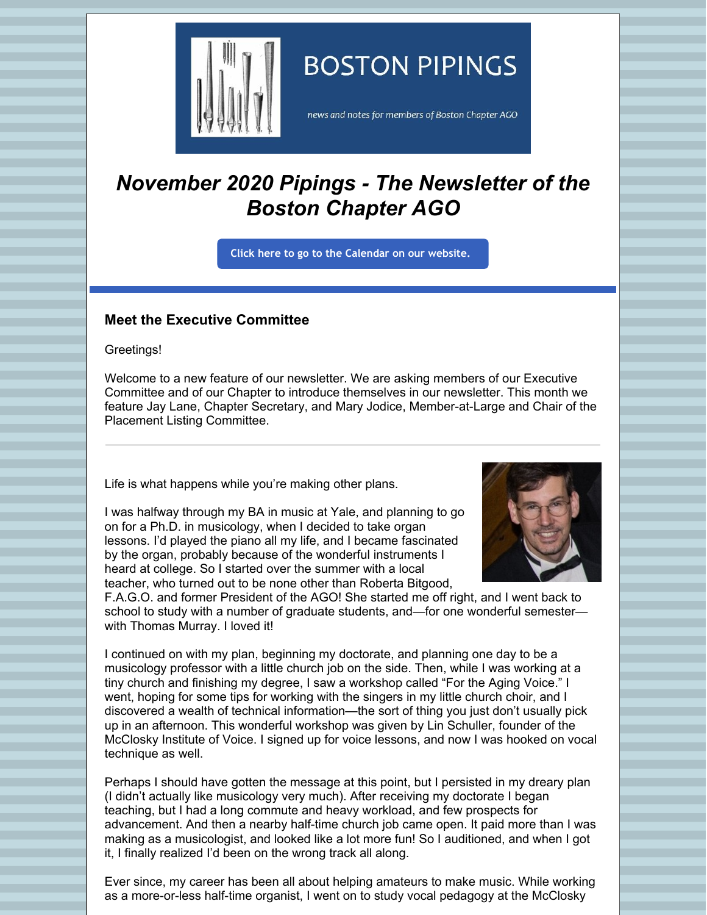# BOSTON PIPINGS

*news and notes for members of Boston Chapter AGO*

## *November 2020 Pipings - The Newsletter of the Boston Chapter AGO*

Click here to go to the Calendar on our website.

### Meet the Executive Committee

Greetings!

Welcome to a new feature of our newsletter. We are asking members of our Executive Committee and of our Chapter to introduce themselves in our newsletter. This month we feature Jay Lane, Chapter Secretary, and Mary Jodice, Member-at-Large and Chair of the Placement Listing Committee.

---

Life is what happens while you're making other plans.

I was halfway through my BA in music at Yale, and planning to go on for a Ph.D. in musicology, when I decided to take organ lessons. I'd played the piano all my life, and I became fascinated by the organ, probably because of the wonderful instruments I heard at college. So I started over the summer with a local teacher, who turned out to be none other than Roberta Bitgood, F.A.G.O. and former President of the AGO! She started me off right, and I went back to school to study with a number of graduate students, and—for one wonderful semester—with Thomas Murray. I loved it!

I continued on with my plan, beginning my doctorate, and planning one day to be a musicology professor with a little church job on the side. Then, while I was working at a tiny church and finishing my degree, I saw a workshop called "For the Aging Voice." I went, hoping for some tips for working with the singers in my little church choir, and I discovered a wealth of technical information—the sort of thing you just don't usually pick up in an afternoon. This wonderful workshop was given by Lin Schuller, founder of the McClosky Institute of Voice. I signed up for voice lessons, and now I was hooked on vocal technique as well.

Perhaps I should have gotten the message at this point, but I persisted in my dreary plan (I didn't actually like musicology very much). After receiving my doctorate I began teaching, but I had a long commute and heavy workload, and few prospects for advancement. And then a nearby half-time church job came open. It paid more than I was making as a musicologist, and looked like a lot more fun! So I auditioned, and when I got it, I finally realized I'd been on the wrong track all along.

Ever since, my career has been all about helping amateurs to make music. While working as a more-or-less half-time organist, I went on to study vocal pedagogy at the McClosky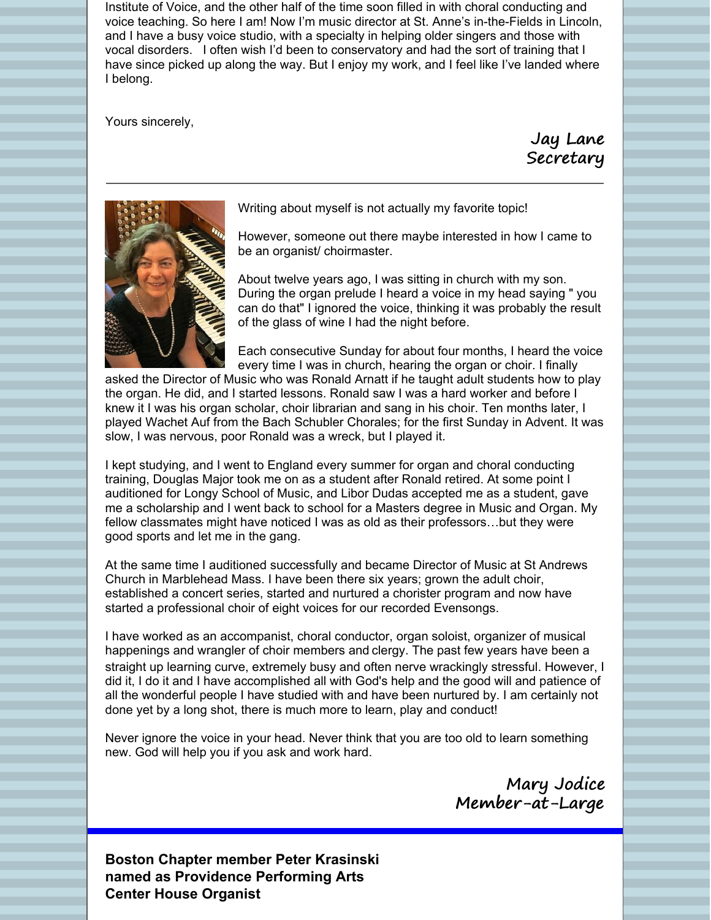Institute of Voice, and the other half of the time soon filled in with choral conducting and voice teaching. So here I am! Now I'm music director at St. Anne's in-the-Fields in Lincoln, and I have a busy voice studio, with a specialty in helping older singers and those with vocal disorders.   I often wish I'd been to conservatory and had the sort of training that I have since picked up along the way. But I enjoy my work, and I feel like I've landed where I belong.

Yours sincerely,

*Jay Lane*
*Secretary*

---

Writing about myself is not actually my favorite topic!

However, someone out there maybe interested in how I came to be an organist/ choirmaster.

About twelve years ago, I was sitting in church with my son. During the organ prelude I heard a voice in my head saying " you can do that" I ignored the voice, thinking it was probably the result of the glass of wine I had the night before.

Each consecutive Sunday for about four months, I heard the voice every time I was in church, hearing the organ or choir. I finally asked the Director of Music who was Ronald Arnatt if he taught adult students how to play the organ. He did, and I started lessons. Ronald saw I was a hard worker and before I knew it I was his organ scholar, choir librarian and sang in his choir. Ten months later, I played Wachet Auf from the Bach Schubler Chorales; for the first Sunday in Advent. It was slow, I was nervous, poor Ronald was a wreck, but I played it.

I kept studying, and I went to England every summer for organ and choral conducting training, Douglas Major took me on as a student after Ronald retired. At some point I auditioned for Longy School of Music, and Libor Dudas accepted me as a student, gave me a scholarship and I went back to school for a Masters degree in Music and Organ. My fellow classmates might have noticed I was as old as their professors…but they were good sports and let me in the gang.

At the same time I auditioned successfully and became Director of Music at St Andrews Church in Marblehead Mass. I have been there six years; grown the adult choir, established a concert series, started and nurtured a chorister program and now have started a professional choir of eight voices for our recorded Evensongs.

I have worked as an accompanist, choral conductor, organ soloist, organizer of musical happenings and wrangler of choir members and clergy. The past few years have been a straight up learning curve, extremely busy and often nerve wrackingly stressful. However, I did it, I do it and I have accomplished all with God's help and the good will and patience of all the wonderful people I have studied with and have been nurtured by. I am certainly not done yet by a long shot, there is much more to learn, play and conduct!

Never ignore the voice in your head. Never think that you are too old to learn something new. God will help you if you ask and work hard.

*Mary Jodice*
*Member-at-Large*

---

**Boston Chapter member Peter Krasinski named as Providence Performing Arts Center House Organist**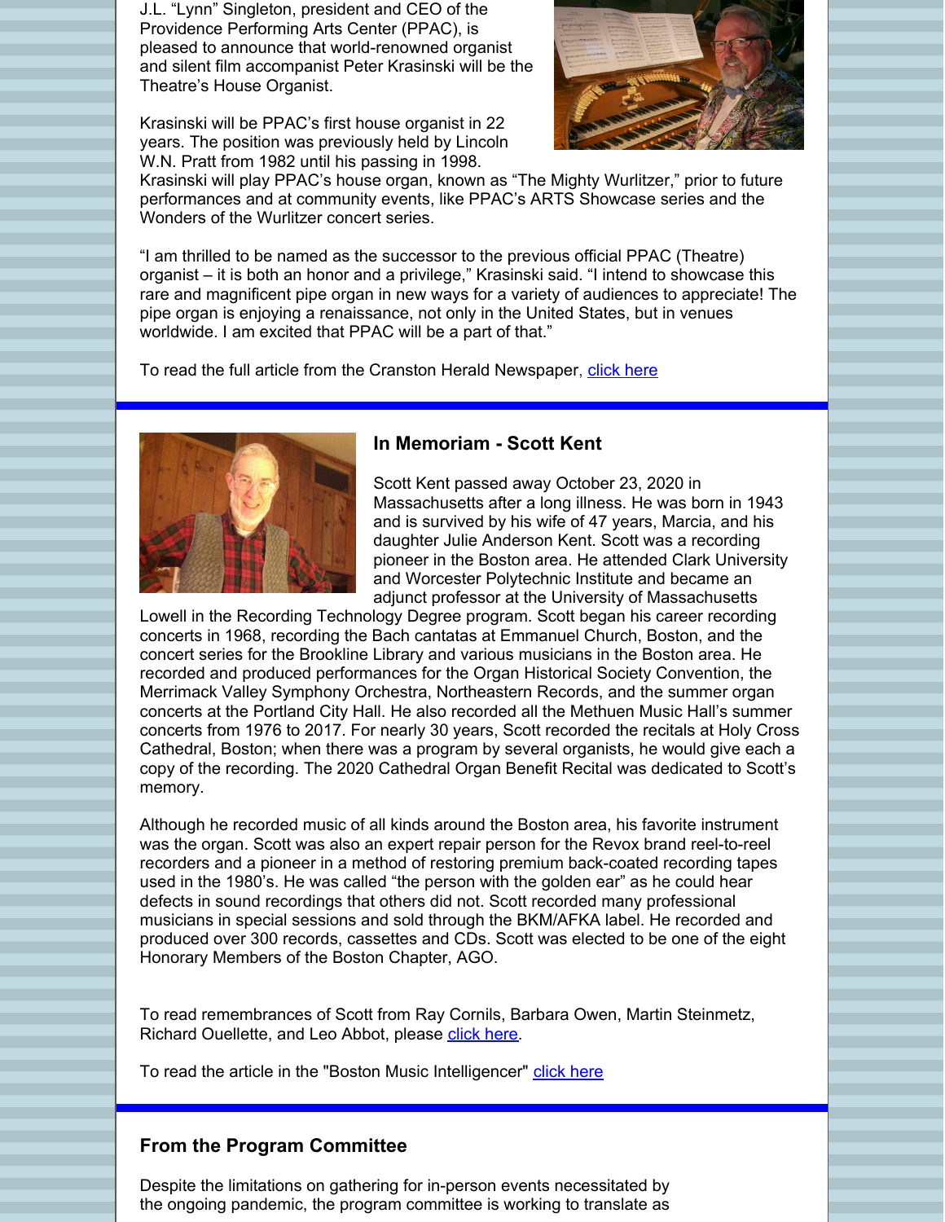J.L. "Lynn" Singleton, president and CEO of the Providence Performing Arts Center (PPAC), is pleased to announce that world-renowned organist and silent film accompanist Peter Krasinski will be the Theatre's House Organist.

Krasinski will be PPAC's first house organist in 22 years. The position was previously held by Lincoln W.N. Pratt from 1982 until his passing in 1998. Krasinski will play PPAC's house organ, known as "The Mighty Wurlitzer," prior to future performances and at community events, like PPAC's ARTS Showcase series and the Wonders of the Wurlitzer concert series.

"I am thrilled to be named as the successor to the previous official PPAC (Theatre) organist – it is both an honor and a privilege," Krasinski said. "I intend to showcase this rare and magnificent pipe organ in new ways for a variety of audiences to appreciate! The pipe organ is enjoying a renaissance, not only in the United States, but in venues worldwide. I am excited that PPAC will be a part of that."

To read the full article from the Cranston Herald Newspaper, click here

### In Memoriam - Scott Kent

Scott Kent passed away October 23, 2020 in Massachusetts after a long illness. He was born in 1943 and is survived by his wife of 47 years, Marcia, and his daughter Julie Anderson Kent. Scott was a recording pioneer in the Boston area. He attended Clark University and Worcester Polytechnic Institute and became an adjunct professor at the University of Massachusetts Lowell in the Recording Technology Degree program. Scott began his career recording concerts in 1968, recording the Bach cantatas at Emmanuel Church, Boston, and the concert series for the Brookline Library and various musicians in the Boston area. He recorded and produced performances for the Organ Historical Society Convention, the Merrimack Valley Symphony Orchestra, Northeastern Records, and the summer organ concerts at the Portland City Hall. He also recorded all the Methuen Music Hall's summer concerts from 1976 to 2017. For nearly 30 years, Scott recorded the recitals at Holy Cross Cathedral, Boston; when there was a program by several organists, he would give each a copy of the recording. The 2020 Cathedral Organ Benefit Recital was dedicated to Scott's memory.

Although he recorded music of all kinds around the Boston area, his favorite instrument was the organ. Scott was also an expert repair person for the Revox brand reel-to-reel recorders and a pioneer in a method of restoring premium back-coated recording tapes used in the 1980's. He was called "the person with the golden ear" as he could hear defects in sound recordings that others did not. Scott recorded many professional musicians in special sessions and sold through the BKM/AFKA label. He recorded and produced over 300 records, cassettes and CDs. Scott was elected to be one of the eight Honorary Members of the Boston Chapter, AGO.

To read remembrances of Scott from Ray Cornils, Barbara Owen, Martin Steinmetz, Richard Ouellette, and Leo Abbot, please click here.

To read the article in the "Boston Music Intelligencer" click here

### From the Program Committee

Despite the limitations on gathering for in-person events necessitated by the ongoing pandemic, the program committee is working to translate as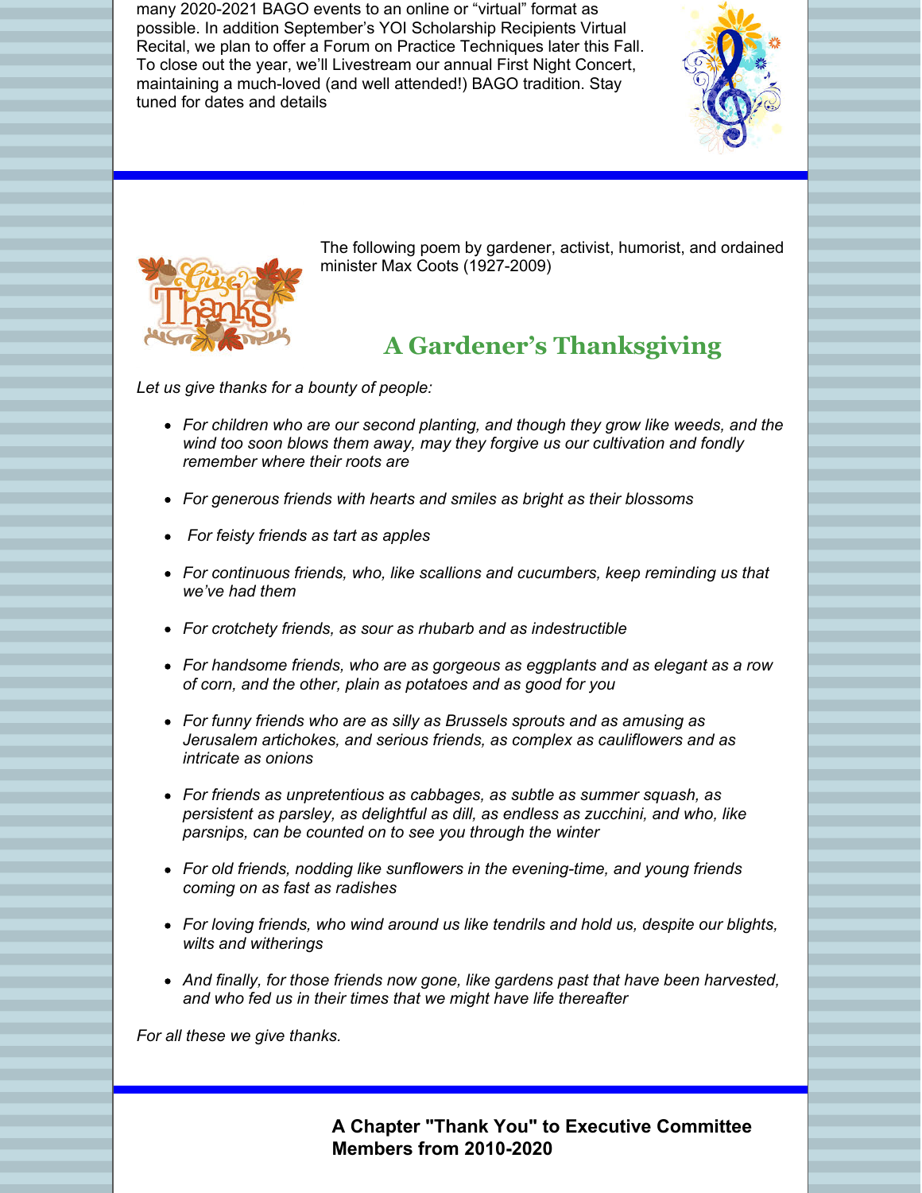many 2020-2021 BAGO events to an online or “virtual” format as possible. In addition September’s YOI Scholarship Recipients Virtual Recital, we plan to offer a Forum on Practice Techniques later this Fall. To close out the year, we’ll Livestream our annual First Night Concert, maintaining a much-loved (and well attended!) BAGO tradition. Stay tuned for dates and details

The following poem by gardener, activist, humorist, and ordained minister Max Coots (1927-2009)

## A Gardener’s Thanksgiving

*Let us give thanks for a bounty of people:*

- *For children who are our second planting, and though they grow like weeds, and the wind too soon blows them away, may they forgive us our cultivation and fondly remember where their roots are*
- *For generous friends with hearts and smiles as bright as their blossoms*
- *For feisty friends as tart as apples*
- *For continuous friends, who, like scallions and cucumbers, keep reminding us that we’ve had them*
- *For crotchety friends, as sour as rhubarb and as indestructible*
- *For handsome friends, who are as gorgeous as eggplants and as elegant as a row of corn, and the other, plain as potatoes and as good for you*
- *For funny friends who are as silly as Brussels sprouts and as amusing as Jerusalem artichokes, and serious friends, as complex as cauliflowers and as intricate as onions*
- *For friends as unpretentious as cabbages, as subtle as summer squash, as persistent as parsley, as delightful as dill, as endless as zucchini, and who, like parsnips, can be counted on to see you through the winter*
- *For old friends, nodding like sunflowers in the evening-time, and young friends coming on as fast as radishes*
- *For loving friends, who wind around us like tendrils and hold us, despite our blights, wilts and witherings*
- *And finally, for those friends now gone, like gardens past that have been harvested, and who fed us in their times that we might have life thereafter*

*For all these we give thanks.*

**A Chapter "Thank You" to Executive Committee Members from 2010-2020**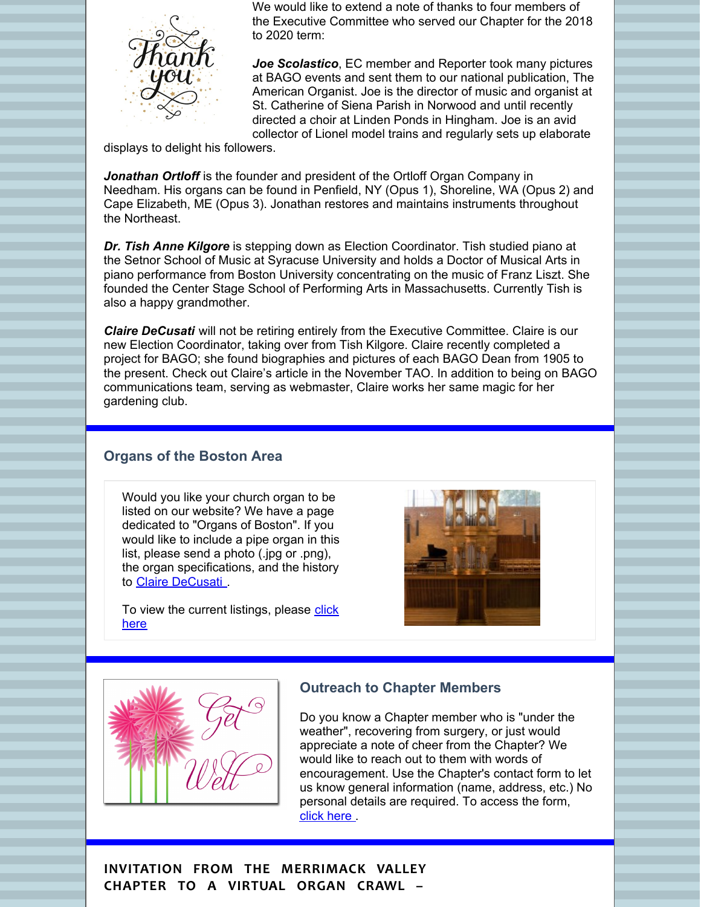We would like to extend a note of thanks to four members of the Executive Committee who served our Chapter for the 2018 to 2020 term:

***Joe Scolastico***, EC member and Reporter took many pictures at BAGO events and sent them to our national publication, The American Organist. Joe is the director of music and organist at St. Catherine of Siena Parish in Norwood and until recently directed a choir at Linden Ponds in Hingham. Joe is an avid collector of Lionel model trains and regularly sets up elaborate displays to delight his followers.

***Jonathan Ortloff*** is the founder and president of the Ortloff Organ Company in Needham. His organs can be found in Penfield, NY (Opus 1), Shoreline, WA (Opus 2) and Cape Elizabeth, ME (Opus 3). Jonathan restores and maintains instruments throughout the Northeast.

***Dr. Tish Anne Kilgore*** is stepping down as Election Coordinator. Tish studied piano at the Setnor School of Music at Syracuse University and holds a Doctor of Musical Arts in piano performance from Boston University concentrating on the music of Franz Liszt. She founded the Center Stage School of Performing Arts in Massachusetts. Currently Tish is also a happy grandmother.

***Claire DeCusati*** will not be retiring entirely from the Executive Committee. Claire is our new Election Coordinator, taking over from Tish Kilgore. Claire recently completed a project for BAGO; she found biographies and pictures of each BAGO Dean from 1905 to the present. Check out Claire's article in the November TAO. In addition to being on BAGO communications team, serving as webmaster, Claire works her same magic for her gardening club.

## Organs of the Boston Area

Would you like your church organ to be listed on our website? We have a page dedicated to "Organs of Boston". If you would like to include a pipe organ in this list, please send a photo (.jpg or .png), the organ specifications, and the history to Claire DeCusati .

To view the current listings, please click here

## Outreach to Chapter Members

Do you know a Chapter member who is "under the weather", recovering from surgery, or just would appreciate a note of cheer from the Chapter? We would like to reach out to them with words of encouragement. Use the Chapter's contact form to let us know general information (name, address, etc.) No personal details are required. To access the form, click here .

## INVITATION FROM THE MERRIMACK VALLEY CHAPTER TO A VIRTUAL ORGAN CRAWL –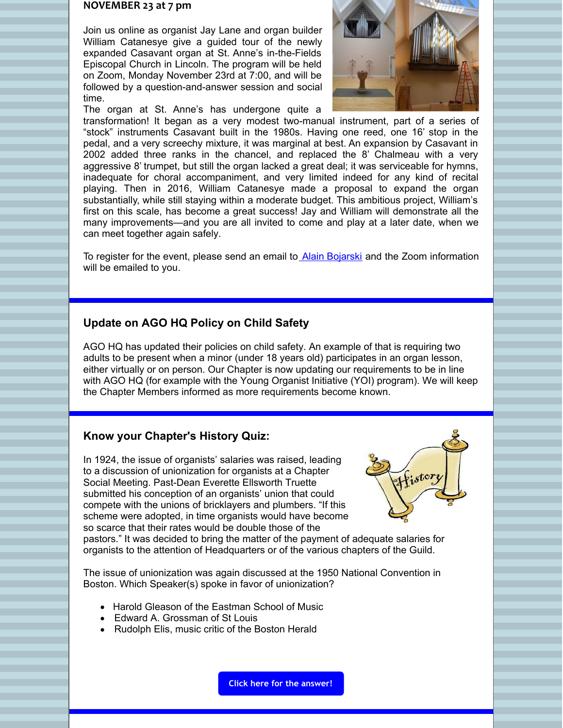**NOVEMBER 23 at 7 pm**

Join us online as organist Jay Lane and organ builder William Catanesye give a guided tour of the newly expanded Casavant organ at St. Anne's in-the-Fields Episcopal Church in Lincoln. The program will be held on Zoom, Monday November 23rd at 7:00, and will be followed by a question-and-answer session and social time.

The organ at St. Anne's has undergone quite a transformation! It began as a very modest two-manual instrument, part of a series of "stock" instruments Casavant built in the 1980s. Having one reed, one 16' stop in the pedal, and a very screechy mixture, it was marginal at best. An expansion by Casavant in 2002 added three ranks in the chancel, and replaced the 8' Chalmeau with a very aggressive 8' trumpet, but still the organ lacked a great deal; it was serviceable for hymns, inadequate for choral accompaniment, and very limited indeed for any kind of recital playing. Then in 2016, William Catanesye made a proposal to expand the organ substantially, while still staying within a moderate budget. This ambitious project, William's first on this scale, has become a great success! Jay and William will demonstrate all the many improvements—and you are all invited to come and play at a later date, when we can meet together again safely.

To register for the event, please send an email to Alain Bojarski and the Zoom information will be emailed to you.

## Update on AGO HQ Policy on Child Safety

AGO HQ has updated their policies on child safety. An example of that is requiring two adults to be present when a minor (under 18 years old) participates in an organ lesson, either virtually or on person. Our Chapter is now updating our requirements to be in line with AGO HQ (for example with the Young Organist Initiative (YOI) program). We will keep the Chapter Members informed as more requirements become known.

## Know your Chapter's History Quiz:

In 1924, the issue of organists' salaries was raised, leading to a discussion of unionization for organists at a Chapter Social Meeting. Past-Dean Everette Ellsworth Truette submitted his conception of an organists' union that could compete with the unions of bricklayers and plumbers. "If this scheme were adopted, in time organists would have become so scarce that their rates would be double those of the pastors." It was decided to bring the matter of the payment of adequate salaries for organists to the attention of Headquarters or of the various chapters of the Guild.

The issue of unionization was again discussed at the 1950 National Convention in Boston. Which Speaker(s) spoke in favor of unionization?

- Harold Gleason of the Eastman School of Music
- Edward A. Grossman of St Louis
- Rudolph Elis, music critic of the Boston Herald

Click here for the answer!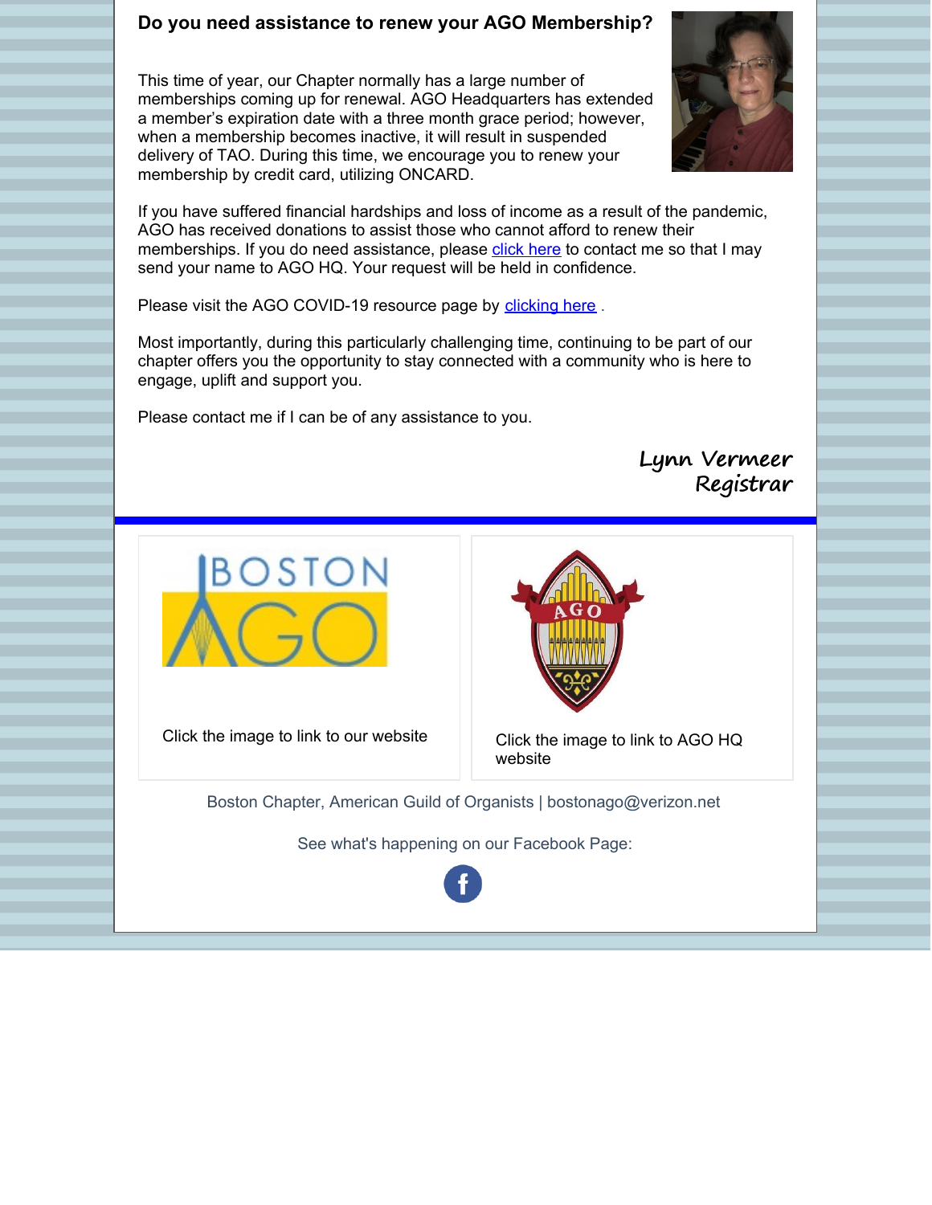## Do you need assistance to renew your AGO Membership?

This time of year, our Chapter normally has a large number of memberships coming up for renewal. AGO Headquarters has extended a member's expiration date with a three month grace period; however, when a membership becomes inactive, it will result in suspended delivery of TAO. During this time, we encourage you to renew your membership by credit card, utilizing ONCARD.

If you have suffered financial hardships and loss of income as a result of the pandemic, AGO has received donations to assist those who cannot afford to renew their memberships. If you do need assistance, please click here to contact me so that I may send your name to AGO HQ. Your request will be held in confidence.

Please visit the AGO COVID-19 resource page by clicking here .

Most importantly, during this particularly challenging time, continuing to be part of our chapter offers you the opportunity to stay connected with a community who is here to engage, uplift and support you.

Please contact me if I can be of any assistance to you.

*Lynn Vermeer*
*Registrar*

---

Click the image to link to our website

Click the image to link to AGO HQ website

Boston Chapter, American Guild of Organists | bostonago@verizon.net

See what's happening on our Facebook Page: